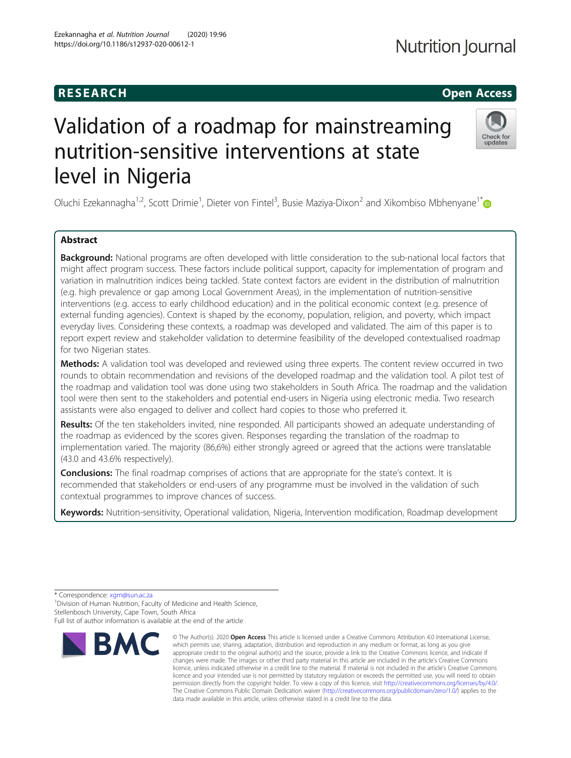RESEARCH

Open Access

# Validation of a roadmap for mainstreaming nutrition-sensitive interventions at state level in Nigeria

Oluchi Ezekannagha[1,2], Scott Drimie[1], Dieter von Fintel[3], Busie Maziya-Dixon[2] and Xikombiso Mbhenyane[1*]

## Abstract

**Background:** National programs are often developed with little consideration to the sub-national local factors that might affect program success. These factors include political support, capacity for implementation of program and variation in malnutrition indices being tackled. State context factors are evident in the distribution of malnutrition (e.g. high prevalence or gap among Local Government Areas), in the implementation of nutrition-sensitive interventions (e.g. access to early childhood education) and in the political economic context (e.g. presence of external funding agencies). Context is shaped by the economy, population, religion, and poverty, which impact everyday lives. Considering these contexts, a roadmap was developed and validated. The aim of this paper is to report expert review and stakeholder validation to determine feasibility of the developed contextualised roadmap for two Nigerian states.

**Methods:** A validation tool was developed and reviewed using three experts. The content review occurred in two rounds to obtain recommendation and revisions of the developed roadmap and the validation tool. A pilot test of the roadmap and validation tool was done using two stakeholders in South Africa. The roadmap and the validation tool were then sent to the stakeholders and potential end-users in Nigeria using electronic media. Two research assistants were also engaged to deliver and collect hard copies to those who preferred it.

**Results:** Of the ten stakeholders invited, nine responded. All participants showed an adequate understanding of the roadmap as evidenced by the scores given. Responses regarding the translation of the roadmap to implementation varied. The majority (86,6%) either strongly agreed or agreed that the actions were translatable (43.0 and 43.6% respectively).

**Conclusions:** The final roadmap comprises of actions that are appropriate for the state's context. It is recommended that stakeholders or end-users of any programme must be involved in the validation of such contextual programmes to improve chances of success.

**Keywords:** Nutrition-sensitivity, Operational validation, Nigeria, Intervention modification, Roadmap development

---

\* Correspondence: xgm@sun.ac.za

[1]Division of Human Nutrition, Faculty of Medicine and Health Science, Stellenbosch University, Cape Town, South Africa

Full list of author information is available at the end of the article

© The Author(s). 2020 **Open Access** This article is licensed under a Creative Commons Attribution 4.0 International License, which permits use, sharing, adaptation, distribution and reproduction in any medium or format, as long as you give appropriate credit to the original author(s) and the source, provide a link to the Creative Commons licence, and indicate if changes were made. The images or other third party material in this article are included in the article's Creative Commons licence, unless indicated otherwise in a credit line to the material. If material is not included in the article's Creative Commons licence and your intended use is not permitted by statutory regulation or exceeds the permitted use, you will need to obtain permission directly from the copyright holder. To view a copy of this licence, visit http://creativecommons.org/licenses/by/4.0/. The Creative Commons Public Domain Dedication waiver (http://creativecommons.org/publicdomain/zero/1.0/) applies to the data made available in this article, unless otherwise stated in a credit line to the data.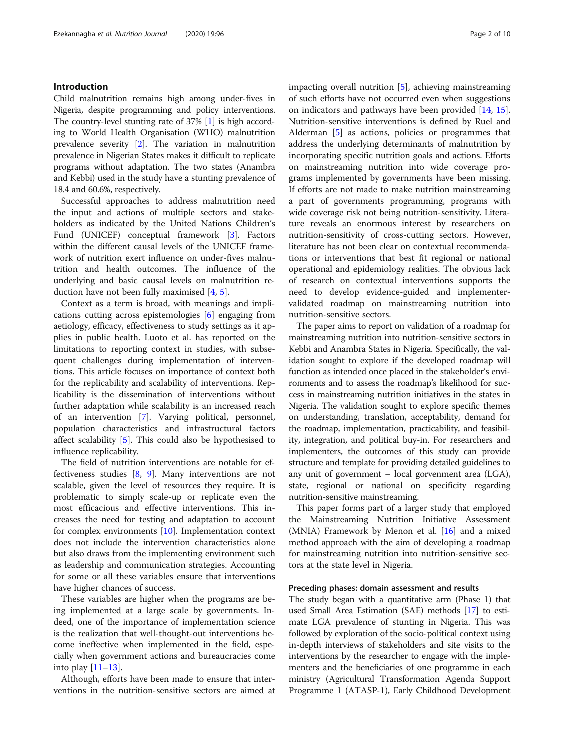## Introduction

Child malnutrition remains high among under-fives in Nigeria, despite programming and policy interventions. The country-level stunting rate of 37% [1] is high according to World Health Organisation (WHO) malnutrition prevalence severity [2]. The variation in malnutrition prevalence in Nigerian States makes it difficult to replicate programs without adaptation. The two states (Anambra and Kebbi) used in the study have a stunting prevalence of 18.4 and 60.6%, respectively.

Successful approaches to address malnutrition need the input and actions of multiple sectors and stakeholders as indicated by the United Nations Children's Fund (UNICEF) conceptual framework [3]. Factors within the different causal levels of the UNICEF framework of nutrition exert influence on under-fives malnutrition and health outcomes. The influence of the underlying and basic causal levels on malnutrition reduction have not been fully maximised [4, 5].

Context as a term is broad, with meanings and implications cutting across epistemologies [6] engaging from aetiology, efficacy, effectiveness to study settings as it applies in public health. Luoto et al. has reported on the limitations to reporting context in studies, with subsequent challenges during implementation of interventions. This article focuses on importance of context both for the replicability and scalability of interventions. Replicability is the dissemination of interventions without further adaptation while scalability is an increased reach of an intervention [7]. Varying political, personnel, population characteristics and infrastructural factors affect scalability [5]. This could also be hypothesised to influence replicability.

The field of nutrition interventions are notable for effectiveness studies [8, 9]. Many interventions are not scalable, given the level of resources they require. It is problematic to simply scale-up or replicate even the most efficacious and effective interventions. This increases the need for testing and adaptation to account for complex environments [10]. Implementation context does not include the intervention characteristics alone but also draws from the implementing environment such as leadership and communication strategies. Accounting for some or all these variables ensure that interventions have higher chances of success.

These variables are higher when the programs are being implemented at a large scale by governments. Indeed, one of the importance of implementation science is the realization that well-thought-out interventions become ineffective when implemented in the field, especially when government actions and bureaucracies come into play [11–13].

Although, efforts have been made to ensure that interventions in the nutrition-sensitive sectors are aimed at impacting overall nutrition [5], achieving mainstreaming of such efforts have not occurred even when suggestions on indicators and pathways have been provided [14, 15]. Nutrition-sensitive interventions is defined by Ruel and Alderman [5] as actions, policies or programmes that address the underlying determinants of malnutrition by incorporating specific nutrition goals and actions. Efforts on mainstreaming nutrition into wide coverage programs implemented by governments have been missing. If efforts are not made to make nutrition mainstreaming a part of governments programming, programs with wide coverage risk not being nutrition-sensitivity. Literature reveals an enormous interest by researchers on nutrition-sensitivity of cross-cutting sectors. However, literature has not been clear on contextual recommendations or interventions that best fit regional or national operational and epidemiology realities. The obvious lack of research on contextual interventions supports the need to develop evidence-guided and implementer-validated roadmap on mainstreaming nutrition into nutrition-sensitive sectors.

The paper aims to report on validation of a roadmap for mainstreaming nutrition into nutrition-sensitive sectors in Kebbi and Anambra States in Nigeria. Specifically, the validation sought to explore if the developed roadmap will function as intended once placed in the stakeholder's environments and to assess the roadmap's likelihood for success in mainstreaming nutrition initiatives in the states in Nigeria. The validation sought to explore specific themes on understanding, translation, acceptability, demand for the roadmap, implementation, practicability, and feasibility, integration, and political buy-in. For researchers and implementers, the outcomes of this study can provide structure and template for providing detailed guidelines to any unit of government – local gorvenment area (LGA), state, regional or national on specificity regarding nutrition-sensitive mainstreaming.

This paper forms part of a larger study that employed the Mainstreaming Nutrition Initiative Assessment (MNIA) Framework by Menon et al. [16] and a mixed method approach with the aim of developing a roadmap for mainstreaming nutrition into nutrition-sensitive sectors at the state level in Nigeria.

### Preceding phases: domain assessment and results

The study began with a quantitative arm (Phase 1) that used Small Area Estimation (SAE) methods [17] to estimate LGA prevalence of stunting in Nigeria. This was followed by exploration of the socio-political context using in-depth interviews of stakeholders and site visits to the interventions by the researcher to engage with the implementers and the beneficiaries of one programme in each ministry (Agricultural Transformation Agenda Support Programme 1 (ATASP-1), Early Childhood Development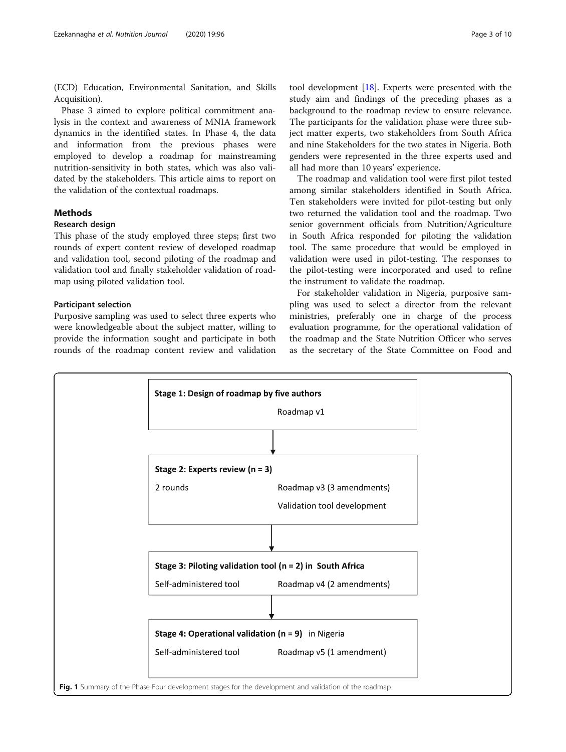(ECD) Education, Environmental Sanitation, and Skills Acquisition).

Phase 3 aimed to explore political commitment analysis in the context and awareness of MNIA framework dynamics in the identified states. In Phase 4, the data and information from the previous phases were employed to develop a roadmap for mainstreaming nutrition-sensitivity in both states, which was also validated by the stakeholders. This article aims to report on the validation of the contextual roadmaps.

## Methods

### Research design

This phase of the study employed three steps; first two rounds of expert content review of developed roadmap and validation tool, second piloting of the roadmap and validation tool and finally stakeholder validation of roadmap using piloted validation tool.

#### Participant selection

Purposive sampling was used to select three experts who were knowledgeable about the subject matter, willing to provide the information sought and participate in both rounds of the roadmap content review and validation tool development [18]. Experts were presented with the study aim and findings of the preceding phases as a background to the roadmap review to ensure relevance. The participants for the validation phase were three subject matter experts, two stakeholders from South Africa and nine Stakeholders for the two states in Nigeria. Both genders were represented in the three experts used and all had more than 10 years' experience.

The roadmap and validation tool were first pilot tested among similar stakeholders identified in South Africa. Ten stakeholders were invited for pilot-testing but only two returned the validation tool and the roadmap. Two senior government officials from Nutrition/Agriculture in South Africa responded for piloting the validation tool. The same procedure that would be employed in validation were used in pilot-testing. The responses to the pilot-testing were incorporated and used to refine the instrument to validate the roadmap.

For stakeholder validation in Nigeria, purposive sampling was used to select a director from the relevant ministries, preferably one in charge of the process evaluation programme, for the operational validation of the roadmap and the State Nutrition Officer who serves as the secretary of the State Committee on Food and

**Stage 1: Design of roadmap by five authors**
Roadmap v1

↓

**Stage 2: Experts review (n = 3)**
2 rounds — Roadmap v3 (3 amendments)
Validation tool development

↓

**Stage 3: Piloting validation tool (n = 2) in South Africa**
Self-administered tool — Roadmap v4 (2 amendments)

↓

**Stage 4: Operational validation (n = 9) in Nigeria**
Self-administered tool — Roadmap v5 (1 amendment)

**Fig. 1** Summary of the Phase Four development stages for the development and validation of the roadmap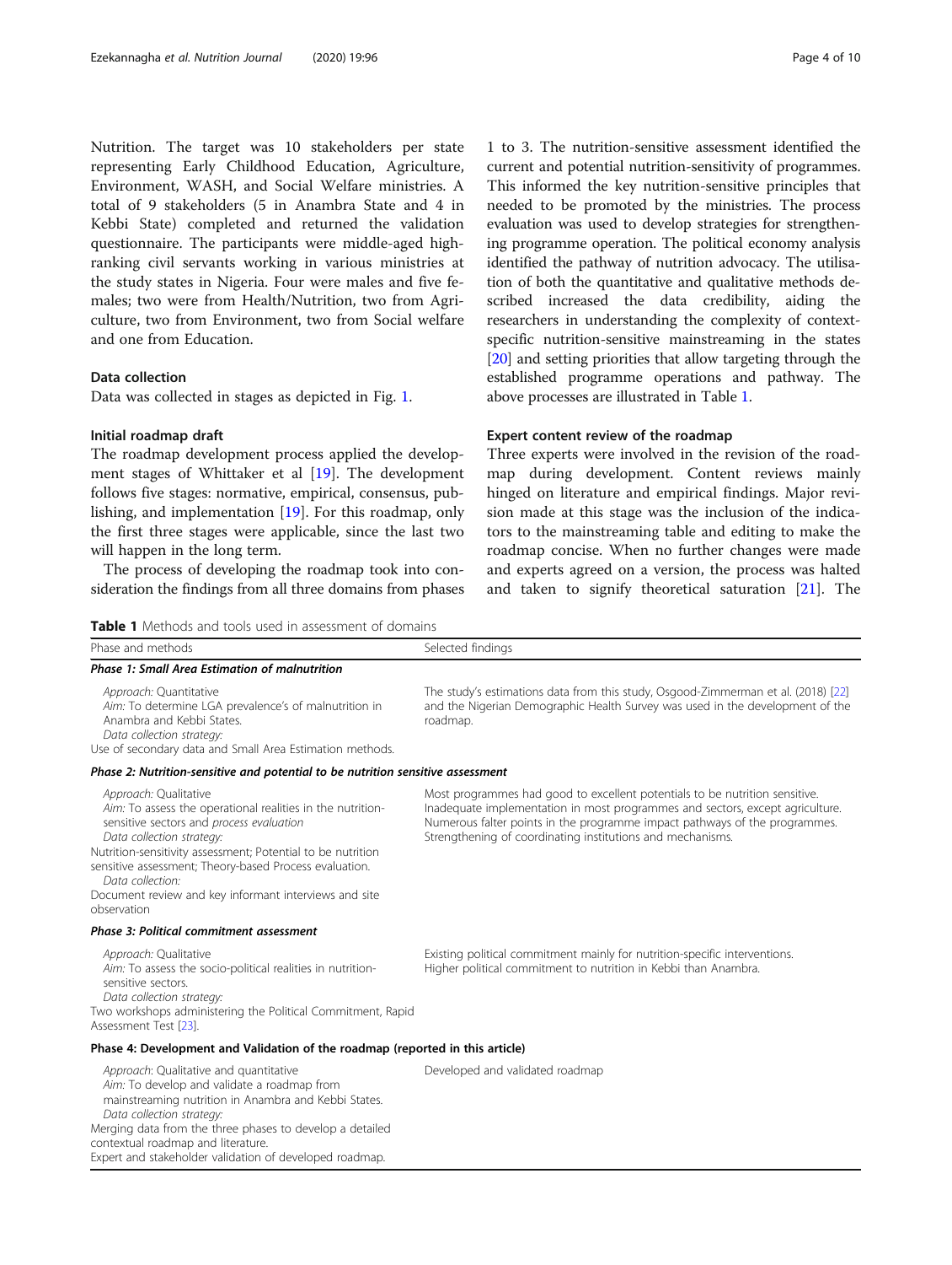Nutrition. The target was 10 stakeholders per state representing Early Childhood Education, Agriculture, Environment, WASH, and Social Welfare ministries. A total of 9 stakeholders (5 in Anambra State and 4 in Kebbi State) completed and returned the validation questionnaire. The participants were middle-aged high-ranking civil servants working in various ministries at the study states in Nigeria. Four were males and five females; two were from Health/Nutrition, two from Agriculture, two from Environment, two from Social welfare and one from Education.

### Data collection

Data was collected in stages as depicted in Fig. 1.

### Initial roadmap draft

The roadmap development process applied the development stages of Whittaker et al [19]. The development follows five stages: normative, empirical, consensus, publishing, and implementation [19]. For this roadmap, only the first three stages were applicable, since the last two will happen in the long term.

The process of developing the roadmap took into consideration the findings from all three domains from phases 1 to 3. The nutrition-sensitive assessment identified the current and potential nutrition-sensitivity of programmes. This informed the key nutrition-sensitive principles that needed to be promoted by the ministries. The process evaluation was used to develop strategies for strengthening programme operation. The political economy analysis identified the pathway of nutrition advocacy. The utilisation of both the quantitative and qualitative methods described increased the data credibility, aiding the researchers in understanding the complexity of context-specific nutrition-sensitive mainstreaming in the states [20] and setting priorities that allow targeting through the established programme operations and pathway. The above processes are illustrated in Table 1.

### Expert content review of the roadmap

Three experts were involved in the revision of the roadmap during development. Content reviews mainly hinged on literature and empirical findings. Major revision made at this stage was the inclusion of the indicators to the mainstreaming table and editing to make the roadmap concise. When no further changes were made and experts agreed on a version, the process was halted and taken to signify theoretical saturation [21]. The

**Table 1** Methods and tools used in assessment of domains

| Phase and methods | Selected findings |
|---|---|
| ***Phase 1: Small Area Estimation of malnutrition*** | |
| *Approach:* Quantitative<br>*Aim:* To determine LGA prevalence's of malnutrition in Anambra and Kebbi States.<br>*Data collection strategy:*<br>Use of secondary data and Small Area Estimation methods. | The study's estimations data from this study, Osgood-Zimmerman et al. (2018) [22] and the Nigerian Demographic Health Survey was used in the development of the roadmap. |
| ***Phase 2: Nutrition-sensitive and potential to be nutrition sensitive assessment*** | |
| *Approach:* Qualitative<br>*Aim:* To assess the operational realities in the nutrition-sensitive sectors and *process evaluation*<br>*Data collection strategy:*<br>Nutrition-sensitivity assessment; Potential to be nutrition sensitive assessment; Theory-based Process evaluation.<br>*Data collection:*<br>Document review and key informant interviews and site observation | Most programmes had good to excellent potentials to be nutrition sensitive.<br>Inadequate implementation in most programmes and sectors, except agriculture.<br>Numerous falter points in the programme impact pathways of the programmes.<br>Strengthening of coordinating institutions and mechanisms. |
| ***Phase 3: Political commitment assessment*** | |
| *Approach:* Qualitative<br>*Aim:* To assess the socio-political realities in nutrition-sensitive sectors.<br>*Data collection strategy:*<br>Two workshops administering the Political Commitment, Rapid Assessment Test [23]. | Existing political commitment mainly for nutrition-specific interventions.<br>Higher political commitment to nutrition in Kebbi than Anambra. |
| **Phase 4: Development and Validation of the roadmap (reported in this article)** | |
| *Approach*: Qualitative and quantitative<br>*Aim:* To develop and validate a roadmap from mainstreaming nutrition in Anambra and Kebbi States.<br>*Data collection strategy:*<br>Merging data from the three phases to develop a detailed contextual roadmap and literature.<br>Expert and stakeholder validation of developed roadmap. | Developed and validated roadmap |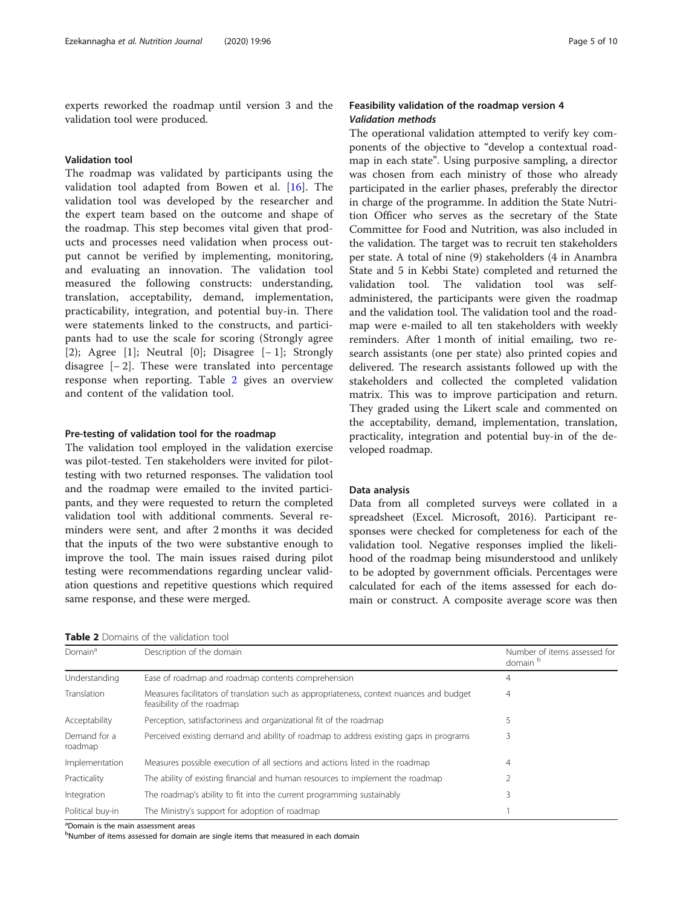experts reworked the roadmap until version 3 and the validation tool were produced.

### Validation tool

The roadmap was validated by participants using the validation tool adapted from Bowen et al. [16]. The validation tool was developed by the researcher and the expert team based on the outcome and shape of the roadmap. This step becomes vital given that products and processes need validation when process output cannot be verified by implementing, monitoring, and evaluating an innovation. The validation tool measured the following constructs: understanding, translation, acceptability, demand, implementation, practicability, integration, and potential buy-in. There were statements linked to the constructs, and participants had to use the scale for scoring (Strongly agree [2]; Agree [1]; Neutral [0]; Disagree [− 1]; Strongly disagree [− 2]. These were translated into percentage response when reporting. Table 2 gives an overview and content of the validation tool.

### Pre-testing of validation tool for the roadmap

The validation tool employed in the validation exercise was pilot-tested. Ten stakeholders were invited for pilot-testing with two returned responses. The validation tool and the roadmap were emailed to the invited participants, and they were requested to return the completed validation tool with additional comments. Several reminders were sent, and after 2 months it was decided that the inputs of the two were substantive enough to improve the tool. The main issues raised during pilot testing were recommendations regarding unclear validation questions and repetitive questions which required same response, and these were merged.

### Feasibility validation of the roadmap version 4

#### *Validation methods*

The operational validation attempted to verify key components of the objective to "develop a contextual roadmap in each state". Using purposive sampling, a director was chosen from each ministry of those who already participated in the earlier phases, preferably the director in charge of the programme. In addition the State Nutrition Officer who serves as the secretary of the State Committee for Food and Nutrition, was also included in the validation. The target was to recruit ten stakeholders per state. A total of nine (9) stakeholders (4 in Anambra State and 5 in Kebbi State) completed and returned the validation tool. The validation tool was self-administered, the participants were given the roadmap and the validation tool. The validation tool and the roadmap were e-mailed to all ten stakeholders with weekly reminders. After 1 month of initial emailing, two research assistants (one per state) also printed copies and delivered. The research assistants followed up with the stakeholders and collected the completed validation matrix. This was to improve participation and return. They graded using the Likert scale and commented on the acceptability, demand, implementation, translation, practicality, integration and potential buy-in of the developed roadmap.

### Data analysis

Data from all completed surveys were collated in a spreadsheet (Excel. Microsoft, 2016). Participant responses were checked for completeness for each of the validation tool. Negative responses implied the likelihood of the roadmap being misunderstood and unlikely to be adopted by government officials. Percentages were calculated for each of the items assessed for each domain or construct. A composite average score was then

**Table 2** Domains of the validation tool

| Domain[a] | Description of the domain | Number of items assessed for domain [b] |
|---|---|---|
| Understanding | Ease of roadmap and roadmap contents comprehension | 4 |
| Translation | Measures facilitators of translation such as appropriateness, context nuances and budget feasibility of the roadmap | 4 |
| Acceptability | Perception, satisfactoriness and organizational fit of the roadmap | 5 |
| Demand for a roadmap | Perceived existing demand and ability of roadmap to address existing gaps in programs | 3 |
| Implementation | Measures possible execution of all sections and actions listed in the roadmap | 4 |
| Practicality | The ability of existing financial and human resources to implement the roadmap | 2 |
| Integration | The roadmap's ability to fit into the current programming sustainably | 3 |
| Political buy-in | The Ministry's support for adoption of roadmap | 1 |

[a]Domain is the main assessment areas
[b]Number of items assessed for domain are single items that measured in each domain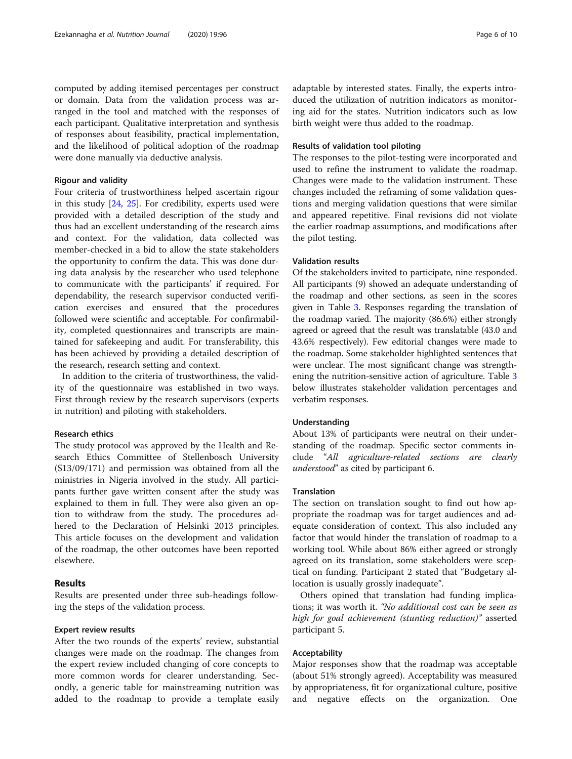computed by adding itemised percentages per construct or domain. Data from the validation process was arranged in the tool and matched with the responses of each participant. Qualitative interpretation and synthesis of responses about feasibility, practical implementation, and the likelihood of political adoption of the roadmap were done manually via deductive analysis.

### Rigour and validity

Four criteria of trustworthiness helped ascertain rigour in this study [24, 25]. For credibility, experts used were provided with a detailed description of the study and thus had an excellent understanding of the research aims and context. For the validation, data collected was member-checked in a bid to allow the state stakeholders the opportunity to confirm the data. This was done during data analysis by the researcher who used telephone to communicate with the participants' if required. For dependability, the research supervisor conducted verification exercises and ensured that the procedures followed were scientific and acceptable. For confirmability, completed questionnaires and transcripts are maintained for safekeeping and audit. For transferability, this has been achieved by providing a detailed description of the research, research setting and context.

In addition to the criteria of trustworthiness, the validity of the questionnaire was established in two ways. First through review by the research supervisors (experts in nutrition) and piloting with stakeholders.

### Research ethics

The study protocol was approved by the Health and Research Ethics Committee of Stellenbosch University (S13/09/171) and permission was obtained from all the ministries in Nigeria involved in the study. All participants further gave written consent after the study was explained to them in full. They were also given an option to withdraw from the study. The procedures adhered to the Declaration of Helsinki 2013 principles. This article focuses on the development and validation of the roadmap, the other outcomes have been reported elsewhere.

## Results

Results are presented under three sub-headings following the steps of the validation process.

### Expert review results

After the two rounds of the experts' review, substantial changes were made on the roadmap. The changes from the expert review included changing of core concepts to more common words for clearer understanding. Secondly, a generic table for mainstreaming nutrition was added to the roadmap to provide a template easily adaptable by interested states. Finally, the experts introduced the utilization of nutrition indicators as monitoring aid for the states. Nutrition indicators such as low birth weight were thus added to the roadmap.

### Results of validation tool piloting

The responses to the pilot-testing were incorporated and used to refine the instrument to validate the roadmap. Changes were made to the validation instrument. These changes included the reframing of some validation questions and merging validation questions that were similar and appeared repetitive. Final revisions did not violate the earlier roadmap assumptions, and modifications after the pilot testing.

### Validation results

Of the stakeholders invited to participate, nine responded. All participants (9) showed an adequate understanding of the roadmap and other sections, as seen in the scores given in Table 3. Responses regarding the translation of the roadmap varied. The majority (86.6%) either strongly agreed or agreed that the result was translatable (43.0 and 43.6% respectively). Few editorial changes were made to the roadmap. Some stakeholder highlighted sentences that were unclear. The most significant change was strengthening the nutrition-sensitive action of agriculture. Table 3 below illustrates stakeholder validation percentages and verbatim responses.

### Understanding

About 13% of participants were neutral on their understanding of the roadmap. Specific sector comments include *"All agriculture-related sections are clearly understood"* as cited by participant 6.

### Translation

The section on translation sought to find out how appropriate the roadmap was for target audiences and adequate consideration of context. This also included any factor that would hinder the translation of roadmap to a working tool. While about 86% either agreed or strongly agreed on its translation, some stakeholders were sceptical on funding. Participant 2 stated that "Budgetary allocation is usually grossly inadequate".

Others opined that translation had funding implications; it was worth it. *"No additional cost can be seen as high for goal achievement (stunting reduction)"* asserted participant 5.

### Acceptability

Major responses show that the roadmap was acceptable (about 51% strongly agreed). Acceptability was measured by appropriateness, fit for organizational culture, positive and negative effects on the organization. One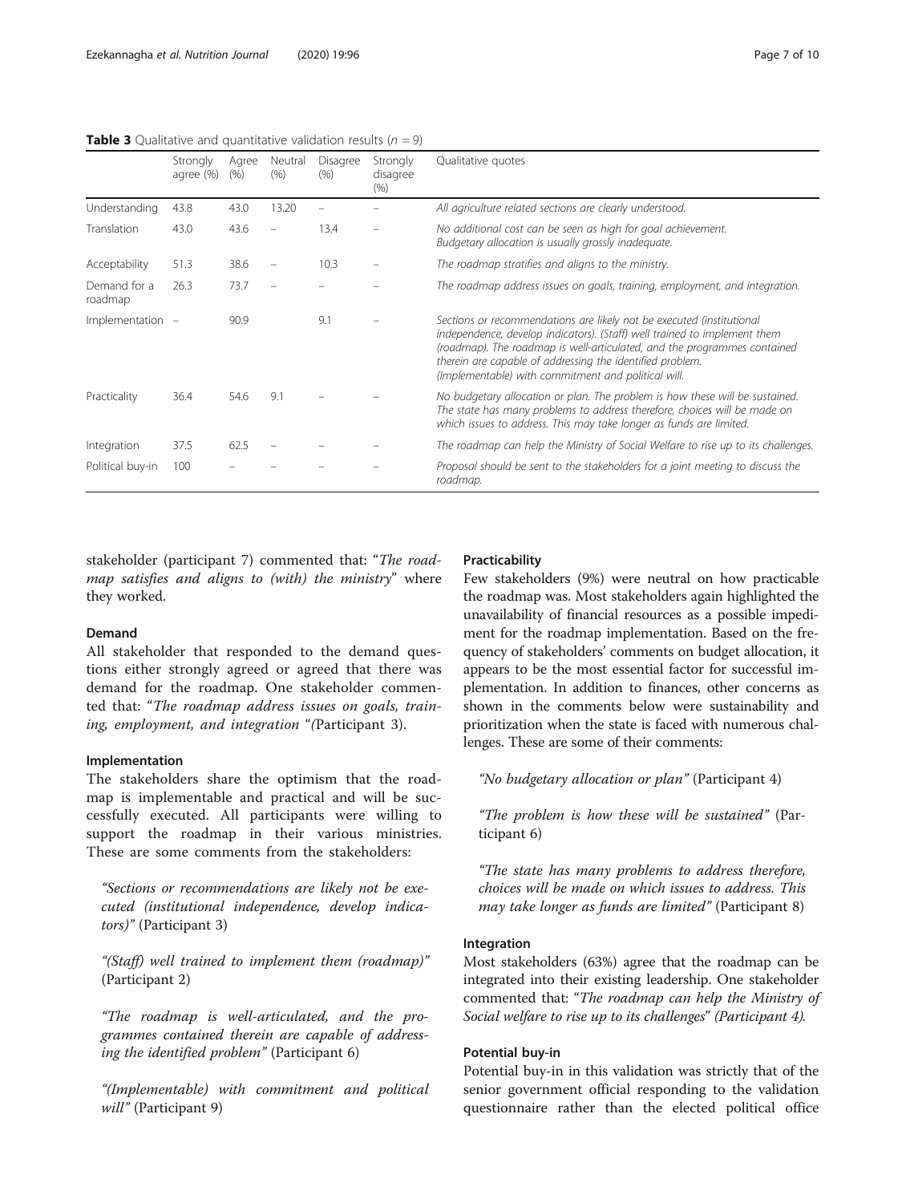**Table 3** Qualitative and quantitative validation results ($n = 9$)

| | Strongly agree (%) | Agree (%) | Neutral (%) | Disagree (%) | Strongly disagree (%) | Qualitative quotes |
|---|---|---|---|---|---|---|
| Understanding | 43.8 | 43.0 | 13.20 | – | – | *All agriculture related sections are clearly understood.* |
| Translation | 43.0 | 43.6 | – | 13.4 | – | *No additional cost can be seen as high for goal achievement. Budgetary allocation is usually grossly inadequate.* |
| Acceptability | 51.3 | 38.6 | – | 10.3 | – | *The roadmap stratifies and aligns to the ministry.* |
| Demand for a roadmap | 26.3 | 73.7 | – | – | – | *The roadmap address issues on goals, training, employment, and integration.* |
| Implementation | – | 90.9 | | 9.1 | – | *Sections or recommendations are likely not be executed (institutional independence, develop indicators). (Staff) well trained to implement them (roadmap). The roadmap is well-articulated, and the programmes contained therein are capable of addressing the identified problem. (Implementable) with commitment and political will.* |
| Practicality | 36.4 | 54.6 | 9.1 | – | – | *No budgetary allocation or plan. The problem is how these will be sustained. The state has many problems to address therefore, choices will be made on which issues to address. This may take longer as funds are limited.* |
| Integration | 37.5 | 62.5 | – | – | – | *The roadmap can help the Ministry of Social Welfare to rise up to its challenges.* |
| Political buy-in | 100 | – | – | – | – | *Proposal should be sent to the stakeholders for a joint meeting to discuss the roadmap.* |

stakeholder (participant 7) commented that: "*The roadmap satisfies and aligns to (with) the ministry*" where they worked.

### Demand

All stakeholder that responded to the demand questions either strongly agreed or agreed that there was demand for the roadmap. One stakeholder commented that: "*The roadmap address issues on goals, training, employment, and integration* "(Participant 3).

### Implementation

The stakeholders share the optimism that the roadmap is implementable and practical and will be successfully executed. All participants were willing to support the roadmap in their various ministries. These are some comments from the stakeholders:

> *"Sections or recommendations are likely not be executed (institutional independence, develop indicators)"* (Participant 3)

> *"(Staff) well trained to implement them (roadmap)"* (Participant 2)

> *"The roadmap is well-articulated, and the programmes contained therein are capable of addressing the identified problem"* (Participant 6)

> *"(Implementable) with commitment and political will"* (Participant 9)

### Practicability

Few stakeholders (9%) were neutral on how practicable the roadmap was. Most stakeholders again highlighted the unavailability of financial resources as a possible impediment for the roadmap implementation. Based on the frequency of stakeholders' comments on budget allocation, it appears to be the most essential factor for successful implementation. In addition to finances, other concerns as shown in the comments below were sustainability and prioritization when the state is faced with numerous challenges. These are some of their comments:

> *"No budgetary allocation or plan"* (Participant 4)

> *"The problem is how these will be sustained"* (Participant 6)

> *"The state has many problems to address therefore, choices will be made on which issues to address. This may take longer as funds are limited"* (Participant 8)

### Integration

Most stakeholders (63%) agree that the roadmap can be integrated into their existing leadership. One stakeholder commented that: "*The roadmap can help the Ministry of Social welfare to rise up to its challenges*" *(Participant 4).*

### Potential buy-in

Potential buy-in in this validation was strictly that of the senior government official responding to the validation questionnaire rather than the elected political office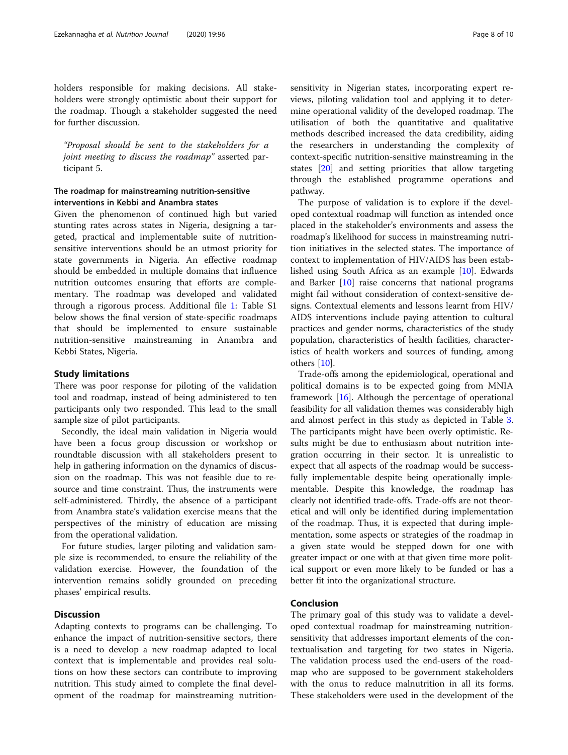holders responsible for making decisions. All stakeholders were strongly optimistic about their support for the roadmap. Though a stakeholder suggested the need for further discussion.

*"Proposal should be sent to the stakeholders for a joint meeting to discuss the roadmap"* asserted participant 5.

### The roadmap for mainstreaming nutrition-sensitive interventions in Kebbi and Anambra states

Given the phenomenon of continued high but varied stunting rates across states in Nigeria, designing a targeted, practical and implementable suite of nutrition-sensitive interventions should be an utmost priority for state governments in Nigeria. An effective roadmap should be embedded in multiple domains that influence nutrition outcomes ensuring that efforts are complementary. The roadmap was developed and validated through a rigorous process. Additional file 1: Table S1 below shows the final version of state-specific roadmaps that should be implemented to ensure sustainable nutrition-sensitive mainstreaming in Anambra and Kebbi States, Nigeria.

## Study limitations

There was poor response for piloting of the validation tool and roadmap, instead of being administered to ten participants only two responded. This lead to the small sample size of pilot participants.

Secondly, the ideal main validation in Nigeria would have been a focus group discussion or workshop or roundtable discussion with all stakeholders present to help in gathering information on the dynamics of discussion on the roadmap. This was not feasible due to resource and time constraint. Thus, the instruments were self-administered. Thirdly, the absence of a participant from Anambra state's validation exercise means that the perspectives of the ministry of education are missing from the operational validation.

For future studies, larger piloting and validation sample size is recommended, to ensure the reliability of the validation exercise. However, the foundation of the intervention remains solidly grounded on preceding phases' empirical results.

## Discussion

Adapting contexts to programs can be challenging. To enhance the impact of nutrition-sensitive sectors, there is a need to develop a new roadmap adapted to local context that is implementable and provides real solutions on how these sectors can contribute to improving nutrition. This study aimed to complete the final development of the roadmap for mainstreaming nutrition-sensitivity in Nigerian states, incorporating expert reviews, piloting validation tool and applying it to determine operational validity of the developed roadmap. The utilisation of both the quantitative and qualitative methods described increased the data credibility, aiding the researchers in understanding the complexity of context-specific nutrition-sensitive mainstreaming in the states [20] and setting priorities that allow targeting through the established programme operations and pathway.

The purpose of validation is to explore if the developed contextual roadmap will function as intended once placed in the stakeholder's environments and assess the roadmap's likelihood for success in mainstreaming nutrition initiatives in the selected states. The importance of context to implementation of HIV/AIDS has been established using South Africa as an example [10]. Edwards and Barker [10] raise concerns that national programs might fail without consideration of context-sensitive designs. Contextual elements and lessons learnt from HIV/AIDS interventions include paying attention to cultural practices and gender norms, characteristics of the study population, characteristics of health facilities, characteristics of health workers and sources of funding, among others [10].

Trade-offs among the epidemiological, operational and political domains is to be expected going from MNIA framework [16]. Although the percentage of operational feasibility for all validation themes was considerably high and almost perfect in this study as depicted in Table 3. The participants might have been overly optimistic. Results might be due to enthusiasm about nutrition integration occurring in their sector. It is unrealistic to expect that all aspects of the roadmap would be successfully implementable despite being operationally implementable. Despite this knowledge, the roadmap has clearly not identified trade-offs. Trade-offs are not theoretical and will only be identified during implementation of the roadmap. Thus, it is expected that during implementation, some aspects or strategies of the roadmap in a given state would be stepped down for one with greater impact or one with at that given time more political support or even more likely to be funded or has a better fit into the organizational structure.

## Conclusion

The primary goal of this study was to validate a developed contextual roadmap for mainstreaming nutrition-sensitivity that addresses important elements of the contextualisation and targeting for two states in Nigeria. The validation process used the end-users of the roadmap who are supposed to be government stakeholders with the onus to reduce malnutrition in all its forms. These stakeholders were used in the development of the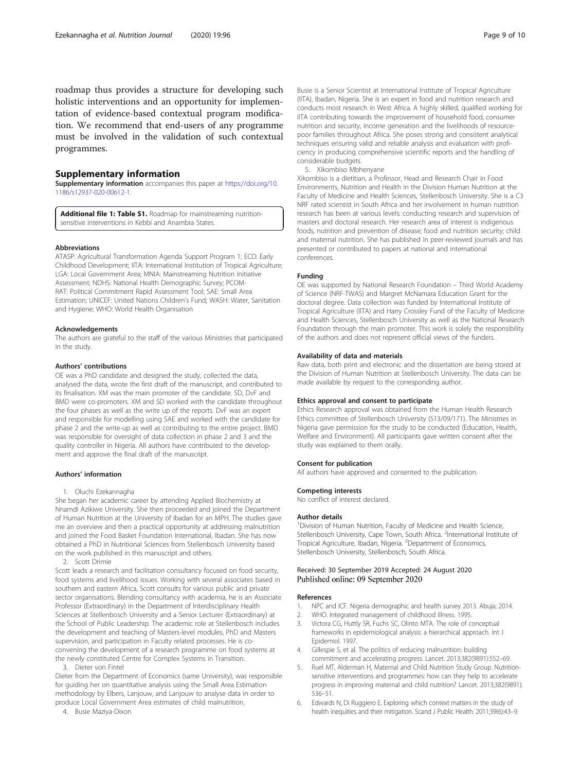roadmap thus provides a structure for developing such holistic interventions and an opportunity for implementation of evidence-based contextual program modification. We recommend that end-users of any programme must be involved in the validation of such contextual programmes.

## Supplementary information

**Supplementary information** accompanies this paper at https://doi.org/10.1186/s12937-020-00612-1.

**Additional file 1: Table S1.** Roadmap for mainstreaming nutrition-sensitive interventions in Kebbi and Anambra States.

#### Abbreviations

ATASP: Agricultural Transformation Agenda Support Program 1; ECD: Early Childhood Development; IITA: International Institution of Tropical Agriculture; LGA: Local Government Area; MNIA: Mainstreaming Nutrition Initiative Assessment; NDHS: National Health Demographic Survey; PCOM-RAT: Political Commitment Rapid Assessment Tool; SAE: Small Area Estimation; UNICEF: United Nations Children's Fund; WASH: Water, Sanitation and Hygiene; WHO: World Health Organisation

#### Acknowledgements

The authors are grateful to the staff of the various Ministries that participated in the study.

#### Authors' contributions

OE was a PhD candidate and designed the study, collected the data, analysed the data, wrote the first draft of the manuscript, and contributed to its finalisation. XM was the main promoter of the candidate. SD, DvF and BMD were co-promoters. XM and SD worked with the candidate throughout the four phases as well as the write up of the reports. DvF was an expert and responsible for modelling using SAE and worked with the candidate for phase 2 and the write-up as well as contributing to the entire project. BMD was responsible for oversight of data collection in phase 2 and 3 and the quality controller in Nigeria. All authors have contributed to the development and approve the final draft of the manuscript.

#### Authors' information

1. Oluchi Ezekannagha

She began her academic career by attending Applied Biochemistry at Nnamdi Azikiwe University. She then proceeded and joined the Department of Human Nutrition at the University of Ibadan for an MPH. The studies gave me an overview and then a practical opportunity at addressing malnutrition and joined the Food Basket Foundation International, Ibadan. She has now obtained a PhD in Nutritional Sciences from Stellenbosch University based on the work published in this manuscript and others.

2. Scott Drimie

Scott leads a research and facilitation consultancy focused on food security, food systems and livelihood issues. Working with several associates based in southern and eastern Africa, Scott consults for various public and private sector organisations. Blending consultancy with academia, he is an Associate Professor (Extraordinary) in the Department of Interdisciplinary Health Sciences at Stellenbosch University and a Senior Lecturer (Extraordinary) at the School of Public Leadership. The academic role at Stellenbosch includes the development and teaching of Masters-level modules, PhD and Masters supervision, and participation in Faculty related processes. He is co-convening the development of a research programme on food systems at the newly constituted Centre for Complex Systems in Transition.

3. Dieter von Fintel

Dieter from the Department of Economics (same University), was responsible for guiding her on quantitative analysis using the Small Area Estimation methodology by Elbers, Lanjouw, and Lanjouw to analyse data in order to produce Local Government Area estimates of child malnutrition.

4. Busie Maziya-Dixon

Busie is a Senior Scientist at International Institute of Tropical Agriculture (IITA), Ibadan, Nigeria. She is an expert in food and nutrition research and conducts most research in West Africa. A highly skilled, qualified working for IITA contributing towards the improvement of household food, consumer nutrition and security, income generation and the livelihoods of resource-poor families throughout Africa. She poses strong and consistent analytical techniques ensuring valid and reliable analysis and evaluation with proficiency in producing comprehensive scientific reports and the handling of considerable budgets.

5. Xikombiso Mbhenyane

Xikombiso is a dietitian, a Professor, Head and Research Chair in Food Environments, Nutrition and Health in the Division Human Nutrition at the Faculty of Medicine and Health Sciences, Stellenbosch University. She is a C3 NRF rated scientist in South Africa and her involvement in human nutrition research has been at various levels: conducting research and supervision of masters and doctoral research. Her research area of interest is indigenous foods, nutrition and prevention of disease; food and nutrition security; child and maternal nutrition. She has published in peer-reviewed journals and has presented or contributed to papers at national and international conferences.

#### Funding

OE was supported by National Research Foundation – Third World Academy of Science (NRF-TWAS) and Margret McNamara Education Grant for the doctoral degree. Data collection was funded by International Institute of Tropical Agriculture (IITA) and Harry Crossley Fund of the Faculty of Medicine and Health Sciences, Stellenbosch University as well as the National Research Foundation through the main promoter. This work is solely the responsibility of the authors and does not represent official views of the funders.

#### Availability of data and materials

Raw data, both print and electronic and the dissertation are being stored at the Division of Human Nutrition at Stellenbosch University. The data can be made available by request to the corresponding author.

#### Ethics approval and consent to participate

Ethics Research approval was obtained from the Human Health Research Ethics committee of Stellenbosch University (S13/09/171). The Ministries in Nigeria gave permission for the study to be conducted (Education, Health, Welfare and Environment). All participants gave written consent after the study was explained to them orally.

#### Consent for publication

All authors have approved and consented to the publication.

#### Competing interests

No conflict of interest declared.

#### Author details

[1]Division of Human Nutrition, Faculty of Medicine and Health Science, Stellenbosch University, Cape Town, South Africa. [2]International Institute of Tropical Agriculture, Ibadan, Nigeria. [3]Department of Economics, Stellenbosch University, Stellenbosch, South Africa.

Received: 30 September 2019 Accepted: 24 August 2020
Published online: 09 September 2020

#### References

1. NPC and ICF. Nigeria demographic and health survey 2013. Abuja; 2014.
2. WHO. Integrated management of childhood illness. 1995.
3. Victora CG, Huttly SR, Fuchs SC, Olinto MTA. The role of conceptual frameworks in epidemiological analysis: a hierarchical approach. Int J Epidemiol. 1997.
4. Gillespie S, et al. The politics of reducing malnutrition: building commitment and accelerating progress. Lancet. 2013;382(9891):552–69.
5. Ruel MT, Alderman H, Maternal and Child Nutrition Study Group. Nutrition-sensitive interventions and programmes: how can they help to accelerate progress in improving maternal and child nutrition? Lancet. 2013;382(9891):536–51.
6. Edwards N, Di Ruggiero E. Exploring which context matters in the study of health inequities and their mitigation. Scand J Public Health. 2011;39(6):43–9.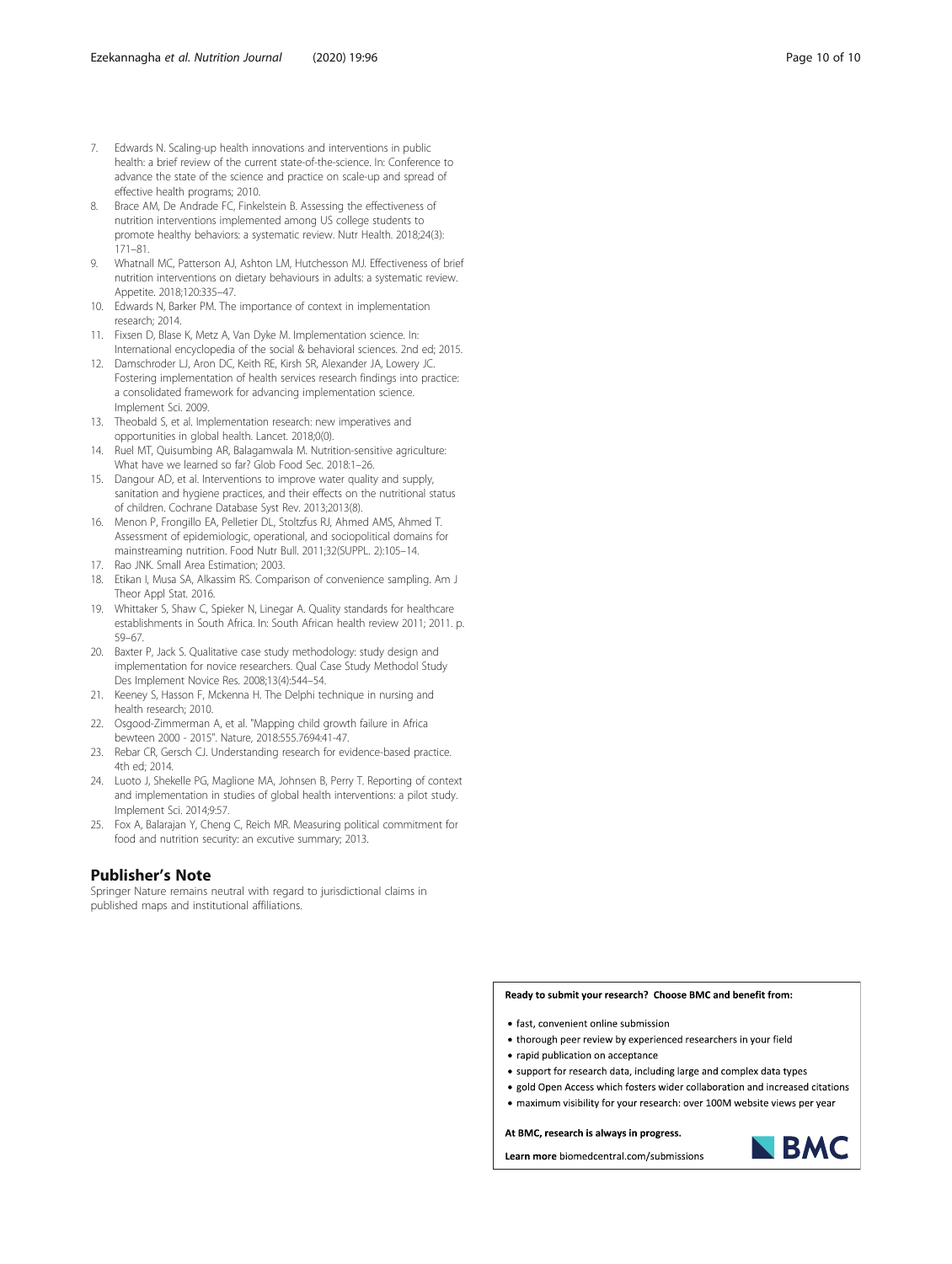7. Edwards N. Scaling-up health innovations and interventions in public health: a brief review of the current state-of-the-science. In: Conference to advance the state of the science and practice on scale-up and spread of effective health programs; 2010.
8. Brace AM, De Andrade FC, Finkelstein B. Assessing the effectiveness of nutrition interventions implemented among US college students to promote healthy behaviors: a systematic review. Nutr Health. 2018;24(3): 171–81.
9. Whatnall MC, Patterson AJ, Ashton LM, Hutchesson MJ. Effectiveness of brief nutrition interventions on dietary behaviours in adults: a systematic review. Appetite. 2018;120:335–47.
10. Edwards N, Barker PM. The importance of context in implementation research; 2014.
11. Fixsen D, Blase K, Metz A, Van Dyke M. Implementation science. In: International encyclopedia of the social & behavioral sciences. 2nd ed; 2015.
12. Damschroder LJ, Aron DC, Keith RE, Kirsh SR, Alexander JA, Lowery JC. Fostering implementation of health services research findings into practice: a consolidated framework for advancing implementation science. Implement Sci. 2009.
13. Theobald S, et al. Implementation research: new imperatives and opportunities in global health. Lancet. 2018;0(0).
14. Ruel MT, Quisumbing AR, Balagamwala M. Nutrition-sensitive agriculture: What have we learned so far? Glob Food Sec. 2018:1–26.
15. Dangour AD, et al. Interventions to improve water quality and supply, sanitation and hygiene practices, and their effects on the nutritional status of children. Cochrane Database Syst Rev. 2013;2013(8).
16. Menon P, Frongillo EA, Pelletier DL, Stoltzfus RJ, Ahmed AMS, Ahmed T. Assessment of epidemiologic, operational, and sociopolitical domains for mainstreaming nutrition. Food Nutr Bull. 2011;32(SUPPL. 2):105–14.
17. Rao JNK. Small Area Estimation; 2003.
18. Etikan I, Musa SA, Alkassim RS. Comparison of convenience sampling. Am J Theor Appl Stat. 2016.
19. Whittaker S, Shaw C, Spieker N, Linegar A. Quality standards for healthcare establishments in South Africa. In: South African health review 2011; 2011. p. 59–67.
20. Baxter P, Jack S. Qualitative case study methodology: study design and implementation for novice researchers. Qual Case Study Methodol Study Des Implement Novice Res. 2008;13(4):544–54.
21. Keeney S, Hasson F, Mckenna H. The Delphi technique in nursing and health research; 2010.
22. Osgood-Zimmerman A, et al. "Mapping child growth failure in Africa bewteen 2000 - 2015". Nature, 2018:555.7694:41-47.
23. Rebar CR, Gersch CJ. Understanding research for evidence-based practice. 4th ed; 2014.
24. Luoto J, Shekelle PG, Maglione MA, Johnsen B, Perry T. Reporting of context and implementation in studies of global health interventions: a pilot study. Implement Sci. 2014;9:57.
25. Fox A, Balarajan Y, Cheng C, Reich MR. Measuring political commitment for food and nutrition security: an excutive summary; 2013.

## Publisher's Note

Springer Nature remains neutral with regard to jurisdictional claims in published maps and institutional affiliations.

**Ready to submit your research? Choose BMC and benefit from:**

- fast, convenient online submission
- thorough peer review by experienced researchers in your field
- rapid publication on acceptance
- support for research data, including large and complex data types
- gold Open Access which fosters wider collaboration and increased citations
- maximum visibility for your research: over 100M website views per year

**At BMC, research is always in progress.**

**Learn more** biomedcentral.com/submissions

BMC